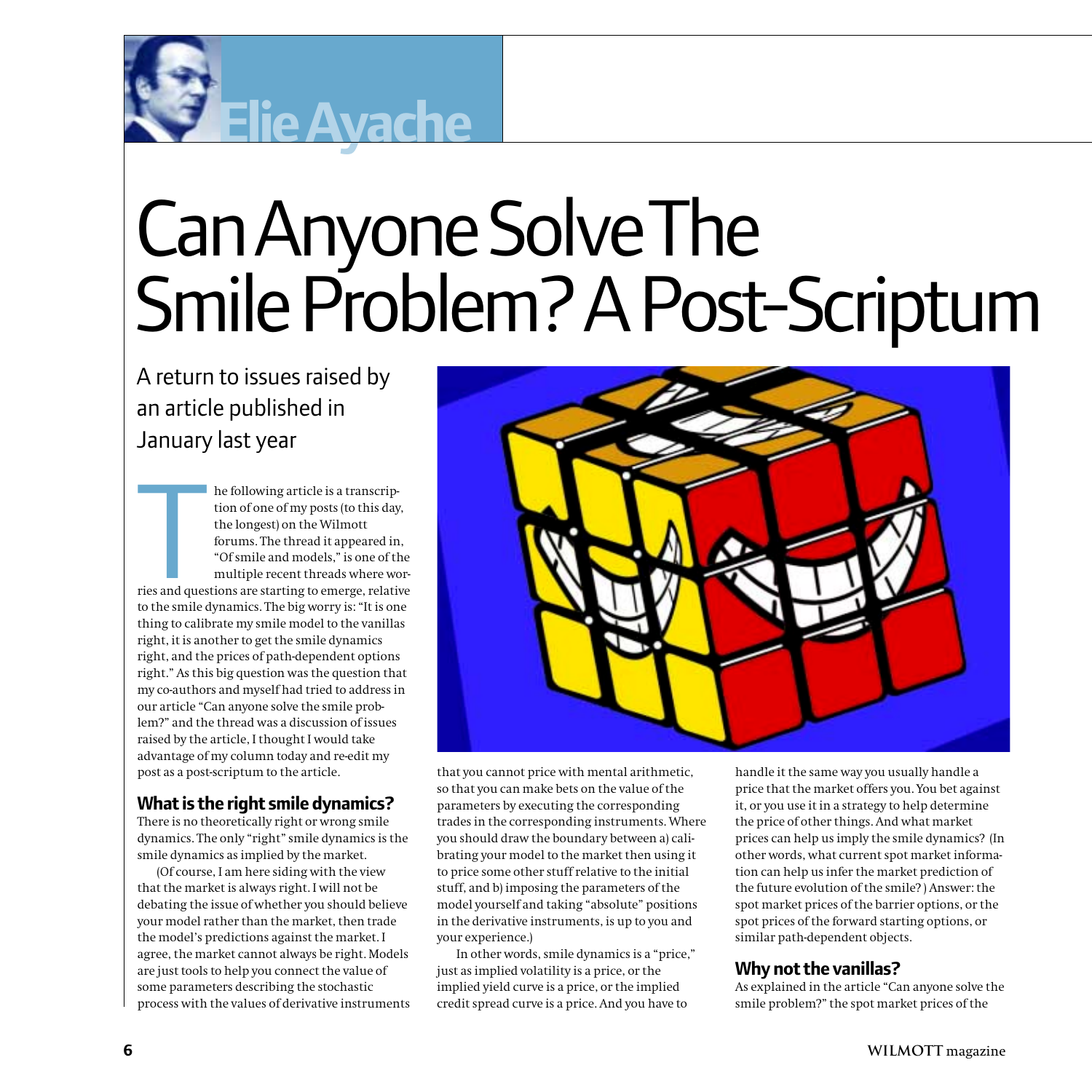Elie Ayache

# Can Anyone Solve The Smile Problem? A Post-Scriptum

A return to issues raised by an article published in January last year

The following article is a transcription of one of my posts (to this day, the longest) on the Wilmott forums. The thread it appeared in, "Of smile and models," is one of the multiple recent threads where worries and questions are starting to emerge, relative to the smile dynamics. The big worry is: "It is one thing to calibrate my smile model to the vanillas right, it is another to get the smile dynamics right, and the prices of path-dependent options right." As this big question was the question that my co-authors and myself had tried to address in our article "Can anyone solve the smile problem?" and the thread was a discussion of issues raised by the article, I thought I would take advantage of my column today and re-edit my post as a post-scriptum to the article.

## What is the right smile dynamics?

There is no theoretically right or wrong smile dynamics. The only "right" smile dynamics is the smile dynamics as implied by the market.

(Of course, I am here siding with the view that the market is always right. I will not be debating the issue of whether you should believe your model rather than the market, then trade the model's predictions against the market. I agree, the market cannot always be right. Models are just tools to help you connect the value of some parameters describing the stochastic process with the values of derivative instruments that you cannot price with mental arithmetic, so that you can make bets on the value of the parameters by executing the corresponding trades in the corresponding instruments. Where you should draw the boundary between a) calibrating your model to the market then using it to price some other stuff relative to the initial stuff, and b) imposing the parameters of the model yourself and taking "absolute" positions in the derivative instruments, is up to you and your experience.)

In other words, smile dynamics is a "price," just as implied volatility is a price, or the implied yield curve is a price, or the implied credit spread curve is a price. And you have to handle it the same way you usually handle a price that the market offers you. You bet against it, or you use it in a strategy to help determine the price of other things. And what market prices can help us imply the smile dynamics? (In other words, what current spot market information can help us infer the market prediction of the future evolution of the smile?) Answer: the spot market prices of the barrier options, or the spot prices of the forward starting options, or similar path-dependent objects.

## Why not the vanillas?

As explained in the article "Can anyone solve the smile problem?" the spot market prices of the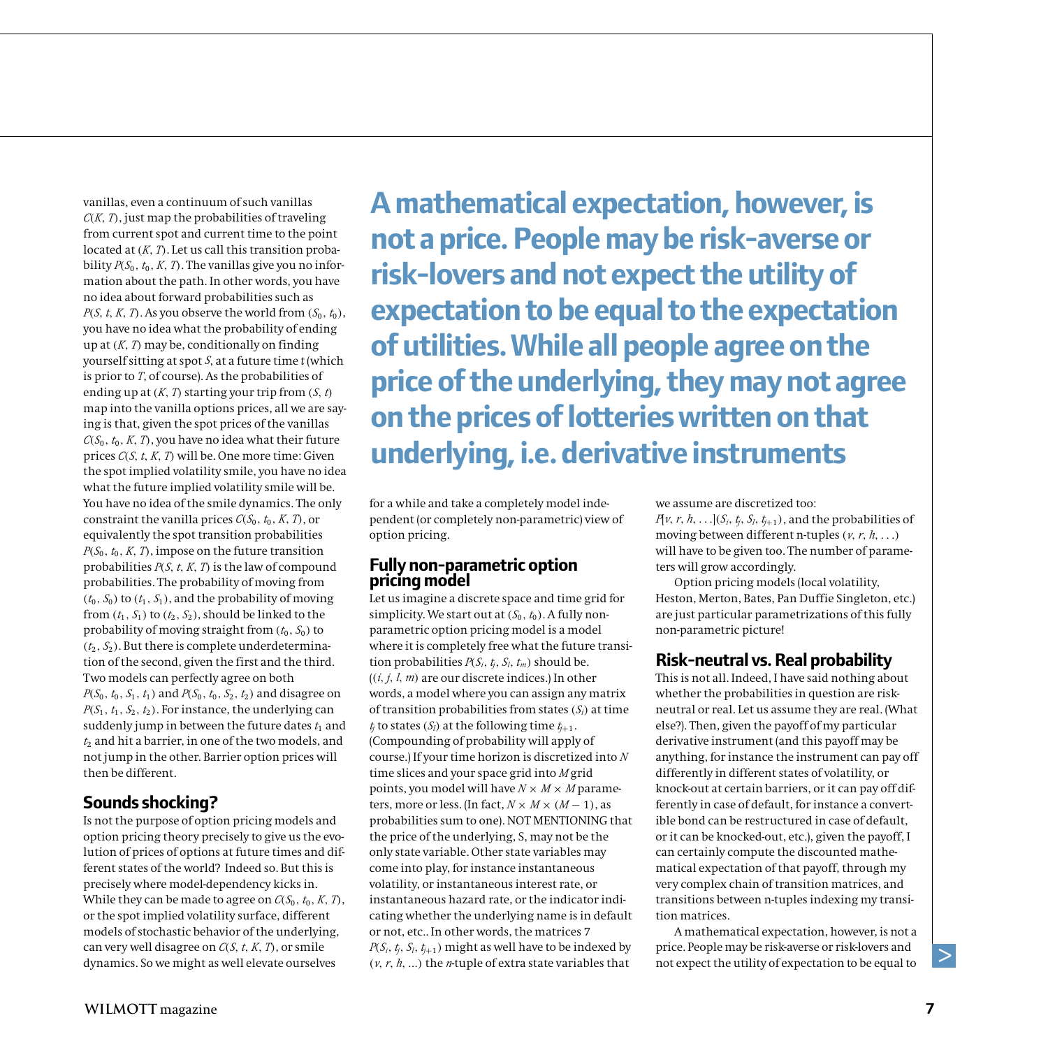vanillas, even a continuum of such vanillas $C(K, T)$, just map the probabilities of traveling from current spot and current time to the point located at $(K, T)$. Let us call this transition probability $P(S_0, t_0, K, T)$. The vanillas give you no information about the path. In other words, you have no idea about forward probabilities such as $P(S, t, K, T)$. As you observe the world from $(S_0, t_0)$, you have no idea what the probability of ending up at $(K, T)$ may be, conditionally on finding yourself sitting at spot $S$, at a future time $t$ (which is prior to $T$, of course). As the probabilities of ending up at $(K, T)$ starting your trip from $(S, t)$ map into the vanilla options prices, all we are saying is that, given the spot prices of the vanillas $C(S_0, t_0, K, T)$, you have no idea what their future prices $C(S, t, K, T)$ will be. One more time: Given the spot implied volatility smile, you have no idea what the future implied volatility smile will be. You have no idea of the smile dynamics. The only constraint the vanilla prices $C(S_0, t_0, K, T)$, or equivalently the spot transition probabilities $P(S_0, t_0, K, T)$, impose on the future transition probabilities $P(S, t, K, T)$ is the law of compound probabilities. The probability of moving from $(t_0, S_0)$ to $(t_1, S_1)$, and the probability of moving from $(t_1, S_1)$ to $(t_2, S_2)$, should be linked to the probability of moving straight from $(t_0, S_0)$ to $(t_2, S_2)$. But there is complete underdetermination of the second, given the first and the third. Two models can perfectly agree on both $P(S_0, t_0, S_1, t_1)$ and $P(S_0, t_0, S_2, t_2)$ and disagree on $P(S_1, t_1, S_2, t_2)$. For instance, the underlying can suddenly jump in between the future dates $t_1$ and $t_2$ and hit a barrier, in one of the two models, and not jump in the other. Barrier option prices will then be different.

## Sounds shocking?

Is not the purpose of option pricing models and option pricing theory precisely to give us the evolution of prices of options at future times and different states of the world? Indeed so. But this is precisely where model-dependency kicks in. While they can be made to agree on $C(S_0, t_0, K, T)$, or the spot implied volatility surface, different models of stochastic behavior of the underlying, can very well disagree on $C(S, t, K, T)$, or smile dynamics. So we might as well elevate ourselves for a while and take a completely model independent (or completely non-parametric) view of option pricing.

**A mathematical expectation, however, is not a price. People may be risk-averse or risk-lovers and not expect the utility of expectation to be equal to the expectation of utilities. While all people agree on the price of the underlying, they may not agree on the prices of lotteries written on that underlying, i.e. derivative instruments**

## Fully non-parametric option pricing model

Let us imagine a discrete space and time grid for simplicity. We start out at $(S_0, t_0)$. A fully non-parametric option pricing model is a model where it is completely free what the future transition probabilities $P(S_i, t_j, S_l, t_m)$ should be. ($(i, j, l, m)$ are our discrete indices.) In other words, a model where you can assign any matrix of transition probabilities from states $(S_i)$ at time $t_j$ to states $(S_l)$ at the following time $t_{j+1}$. (Compounding of probability will apply of course.) If your time horizon is discretized into $N$ time slices and your space grid into $M$ grid points, you model will have $N \times M \times M$ parameters, more or less. (In fact, $N \times M \times (M - 1)$, as probabilities sum to one). NOT MENTIONING that the price of the underlying, S, may not be the only state variable. Other state variables may come into play, for instance instantaneous volatility, or instantaneous interest rate, or instantaneous hazard rate, or the indicator indicating whether the underlying name is in default or not, etc.. In other words, the matrices 7 $P(S_i, t_j, S_l, t_{j+1})$ might as well have to be indexed by $(\nu, r, h, \ldots)$ the $n$-tuple of extra state variables that we assume are discretized too: $P[\nu, r, h, \ldots](S_i, t_j, S_l, t_{j+1})$, and the probabilities of moving between different n-tuples $(\nu, r, h, \ldots)$ will have to be given too. The number of parameters will grow accordingly.

Option pricing models (local volatility, Heston, Merton, Bates, Pan Duffie Singleton, etc.) are just particular parametrizations of this fully non-parametric picture!

## Risk-neutral vs. Real probability

This is not all. Indeed, I have said nothing about whether the probabilities in question are risk-neutral or real. Let us assume they are real. (What else?). Then, given the payoff of my particular derivative instrument (and this payoff may be anything, for instance the instrument can pay off differently in different states of volatility, or knock-out at certain barriers, or it can pay off differently in case of default, for instance a convertible bond can be restructured in case of default, or it can be knocked-out, etc.), given the payoff, I can certainly compute the discounted mathematical expectation of that payoff, through my very complex chain of transition matrices, and transitions between n-tuples indexing my transition matrices.

A mathematical expectation, however, is not a price. People may be risk-averse or risk-lovers and not expect the utility of expectation to be equal to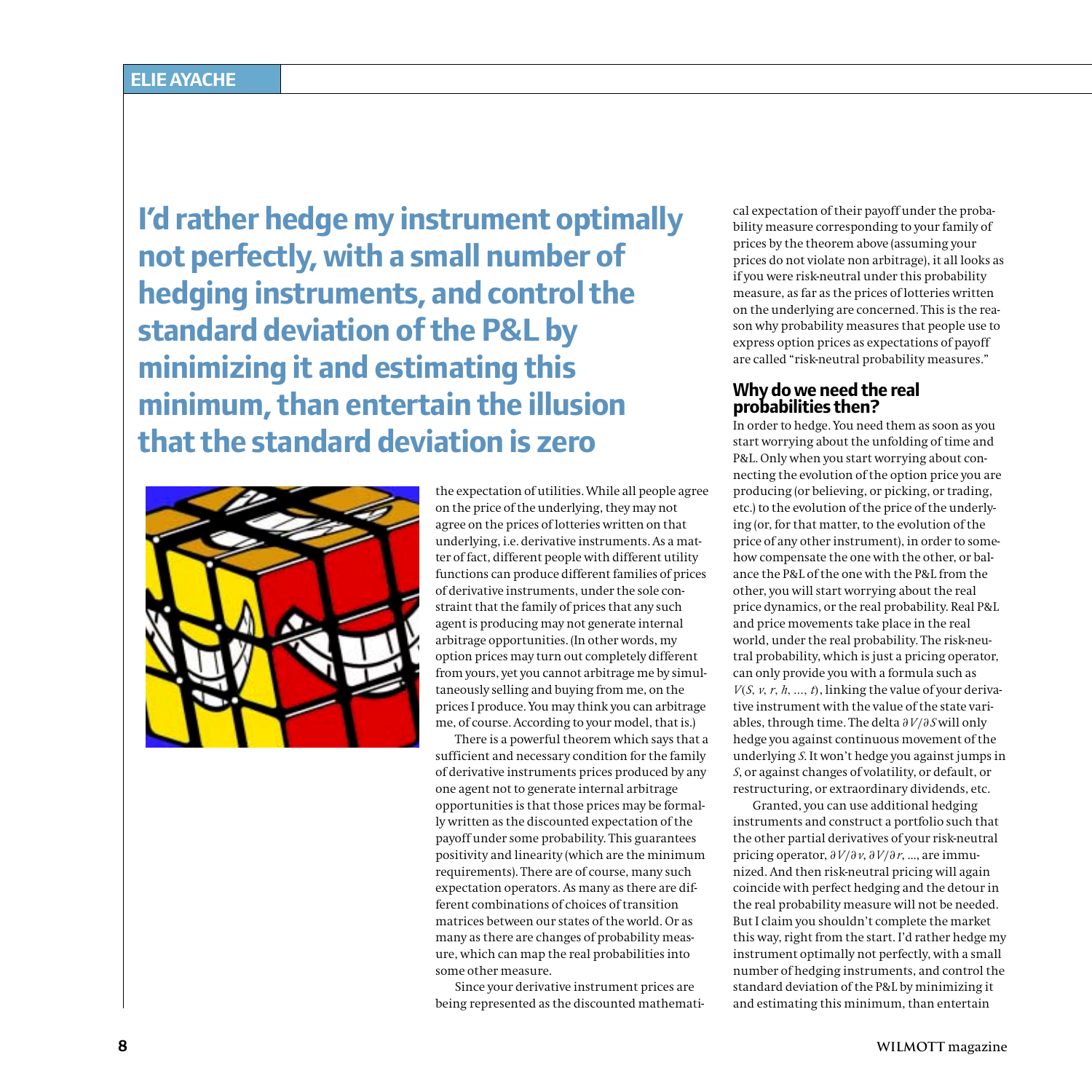## I'd rather hedge my instrument optimally not perfectly, with a small number of hedging instruments, and control the standard deviation of the P&L by minimizing it and estimating this minimum, than entertain the illusion that the standard deviation is zero

the expectation of utilities. While all people agree on the price of the underlying, they may not agree on the prices of lotteries written on that underlying, i.e. derivative instruments. As a matter of fact, different people with different utility functions can produce different families of prices of derivative instruments, under the sole constraint that the family of prices that any such agent is producing may not generate internal arbitrage opportunities. (In other words, my option prices may turn out completely different from yours, yet you cannot arbitrage me by simultaneously selling and buying from me, on the prices I produce. You may think you can arbitrage me, of course. According to your model, that is.)

There is a powerful theorem which says that a sufficient and necessary condition for the family of derivative instruments prices produced by any one agent not to generate internal arbitrage opportunities is that those prices may be formally written as the discounted expectation of the payoff under some probability. This guarantees positivity and linearity (which are the minimum requirements). There are of course, many such expectation operators. As many as there are different combinations of choices of transition matrices between our states of the world. Or as many as there are changes of probability measure, which can map the real probabilities into some other measure.

Since your derivative instrument prices are being represented as the discounted mathematical expectation of their payoff under the probability measure corresponding to your family of prices by the theorem above (assuming your prices do not violate non arbitrage), it all looks as if you were risk-neutral under this probability measure, as far as the prices of lotteries written on the underlying are concerned. This is the reason why probability measures that people use to express option prices as expectations of payoff are called "risk-neutral probability measures."

### Why do we need the real probabilities then?

In order to hedge. You need them as soon as you start worrying about the unfolding of time and P&L. Only when you start worrying about connecting the evolution of the option price you are producing (or believing, or picking, or trading, etc.) to the evolution of the price of the underlying (or, for that matter, to the evolution of the price of any other instrument), in order to somehow compensate the one with the other, or balance the P&L of the one with the P&L from the other, you will start worrying about the real price dynamics, or the real probability. Real P&L and price movements take place in the real world, under the real probability. The risk-neutral probability, which is just a pricing operator, can only provide you with a formula such as $V(S, v, r, h, \ldots, t)$, linking the value of your derivative instrument with the value of the state variables, through time. The delta $\partial V/\partial S$ will only hedge you against continuous movement of the underlying $S$. It won't hedge you against jumps in $S$, or against changes of volatility, or default, or restructuring, or extraordinary dividends, etc.

Granted, you can use additional hedging instruments and construct a portfolio such that the other partial derivatives of your risk-neutral pricing operator, $\partial V/\partial v$, $\partial V/\partial r$, ..., are immunized. And then risk-neutral pricing will again coincide with perfect hedging and the detour in the real probability measure will not be needed. But I claim you shouldn't complete the market this way, right from the start. I'd rather hedge my instrument optimally not perfectly, with a small number of hedging instruments, and control the standard deviation of the P&L by minimizing it and estimating this minimum, than entertain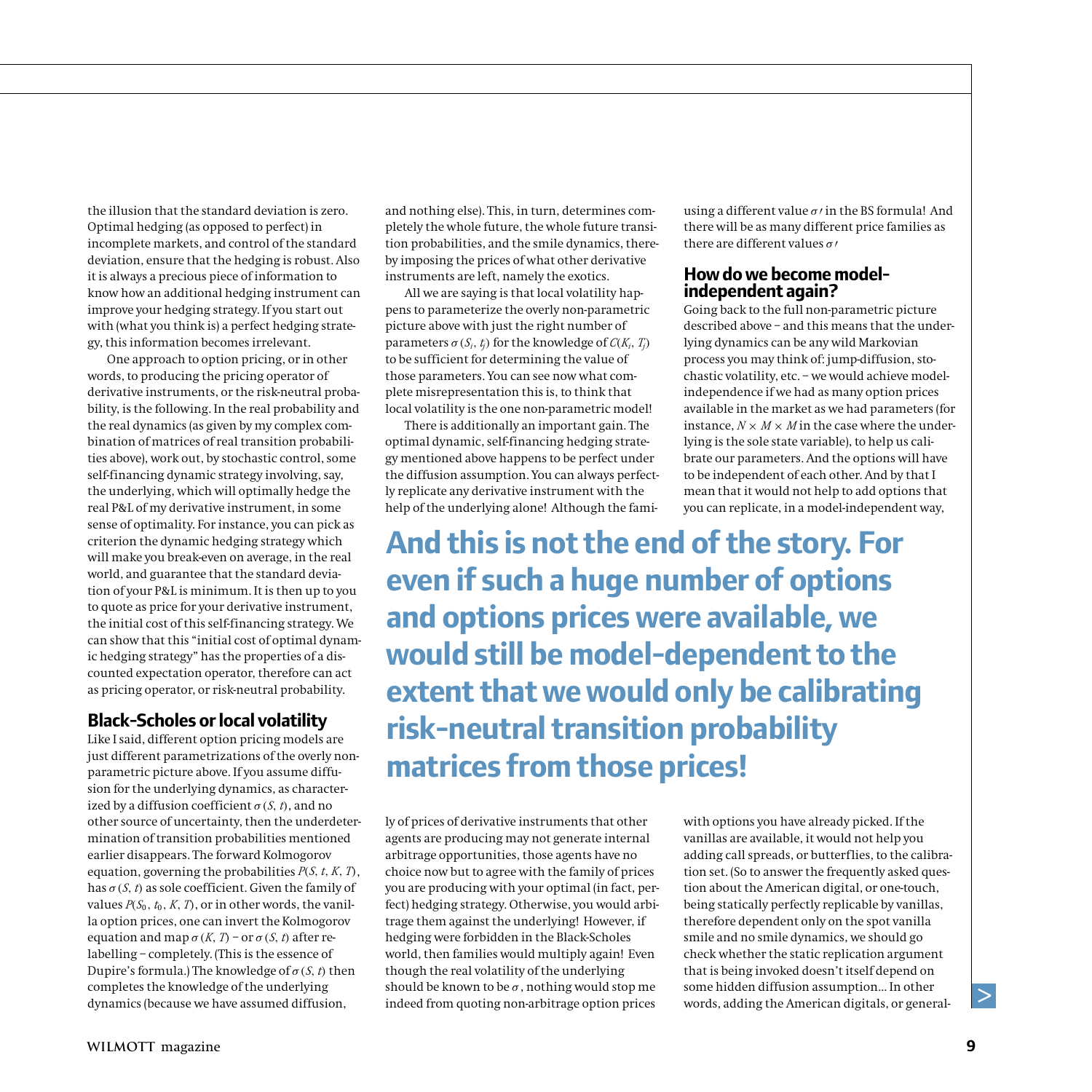the illusion that the standard deviation is zero. Optimal hedging (as opposed to perfect) in incomplete markets, and control of the standard deviation, ensure that the hedging is robust. Also it is always a precious piece of information to know how an additional hedging instrument can improve your hedging strategy. If you start out with (what you think is) a perfect hedging strategy, this information becomes irrelevant.

One approach to option pricing, or in other words, to producing the pricing operator of derivative instruments, or the risk-neutral probability, is the following. In the real probability and the real dynamics (as given by my complex combination of matrices of real transition probabilities above), work out, by stochastic control, some self-financing dynamic strategy involving, say, the underlying, which will optimally hedge the real P&L of my derivative instrument, in some sense of optimality. For instance, you can pick as criterion the dynamic hedging strategy which will make you break-even on average, in the real world, and guarantee that the standard deviation of your P&L is minimum. It is then up to you to quote as price for your derivative instrument, the initial cost of this self-financing strategy. We can show that this "initial cost of optimal dynamic hedging strategy" has the properties of a discounted expectation operator, therefore can act as pricing operator, or risk-neutral probability.

## Black-Scholes or local volatility

Like I said, different option pricing models are just different parametrizations of the overly non-parametric picture above. If you assume diffusion for the underlying dynamics, as characterized by a diffusion coefficient $\sigma(S, t)$, and no other source of uncertainty, then the underdetermination of transition probabilities mentioned earlier disappears. The forward Kolmogorov equation, governing the probabilities $P(S, t, K, T)$, has $\sigma(S, t)$ as sole coefficient. Given the family of values $P(S_0, t_0, K, T)$, or in other words, the vanilla option prices, one can invert the Kolmogorov equation and map $\sigma(K, T)$ – or $\sigma(S, t)$ after relabelling – completely. (This is the essence of Dupire's formula.) The knowledge of $\sigma(S, t)$ then completes the knowledge of the underlying dynamics (because we have assumed diffusion, and nothing else). This, in turn, determines completely the whole future, the whole future transition probabilities, and the smile dynamics, thereby imposing the prices of what other derivative instruments are left, namely the exotics.

All we are saying is that local volatility happens to parameterize the overly non-parametric picture above with just the right number of parameters $\sigma(S_i, t_j)$ for the knowledge of $C(K_i, T_j)$ to be sufficient for determining the value of those parameters. You can see now what complete misrepresentation this is, to think that local volatility is the one non-parametric model!

There is additionally an important gain. The optimal dynamic, self-financing hedging strategy mentioned above happens to be perfect under the diffusion assumption. You can always perfectly replicate any derivative instrument with the help of the underlying alone! Although the family of prices of derivative instruments that other agents are producing may not generate internal arbitrage opportunities, those agents have no choice now but to agree with the family of prices you are producing with your optimal (in fact, perfect) hedging strategy. Otherwise, you would arbitrage them against the underlying! However, if hedging were forbidden in the Black-Scholes world, then families would multiply again! Even though the real volatility of the underlying should be known to be $\sigma$, nothing would stop me indeed from quoting non-arbitrage option prices using a different value $\sigma'$ in the BS formula! And there will be as many different price families as there are different values $\sigma'$

## How do we become model-independent again?

Going back to the full non-parametric picture described above – and this means that the underlying dynamics can be any wild Markovian process you may think of: jump-diffusion, stochastic volatility, etc. – we would achieve model-independence if we had as many option prices available in the market as we had parameters (for instance, $N \times M \times M$ in the case where the underlying is the sole state variable), to help us calibrate our parameters. And the options will have to be independent of each other. And by that I mean that it would not help to add options that you can replicate, in a model-independent way, with options you have already picked. If the vanillas are available, it would not help you adding call spreads, or butterflies, to the calibration set. (So to answer the frequently asked question about the American digital, or one-touch, being statically perfectly replicable by vanillas, therefore dependent only on the spot vanilla smile and no smile dynamics, we should go check whether the static replication argument that is being invoked doesn't itself depend on some hidden diffusion assumption... In other words, adding the American digitals, or general-

**And this is not the end of the story. For even if such a huge number of options and options prices were available, we would still be model-dependent to the extent that we would only be calibrating risk-neutral transition probability matrices from those prices!**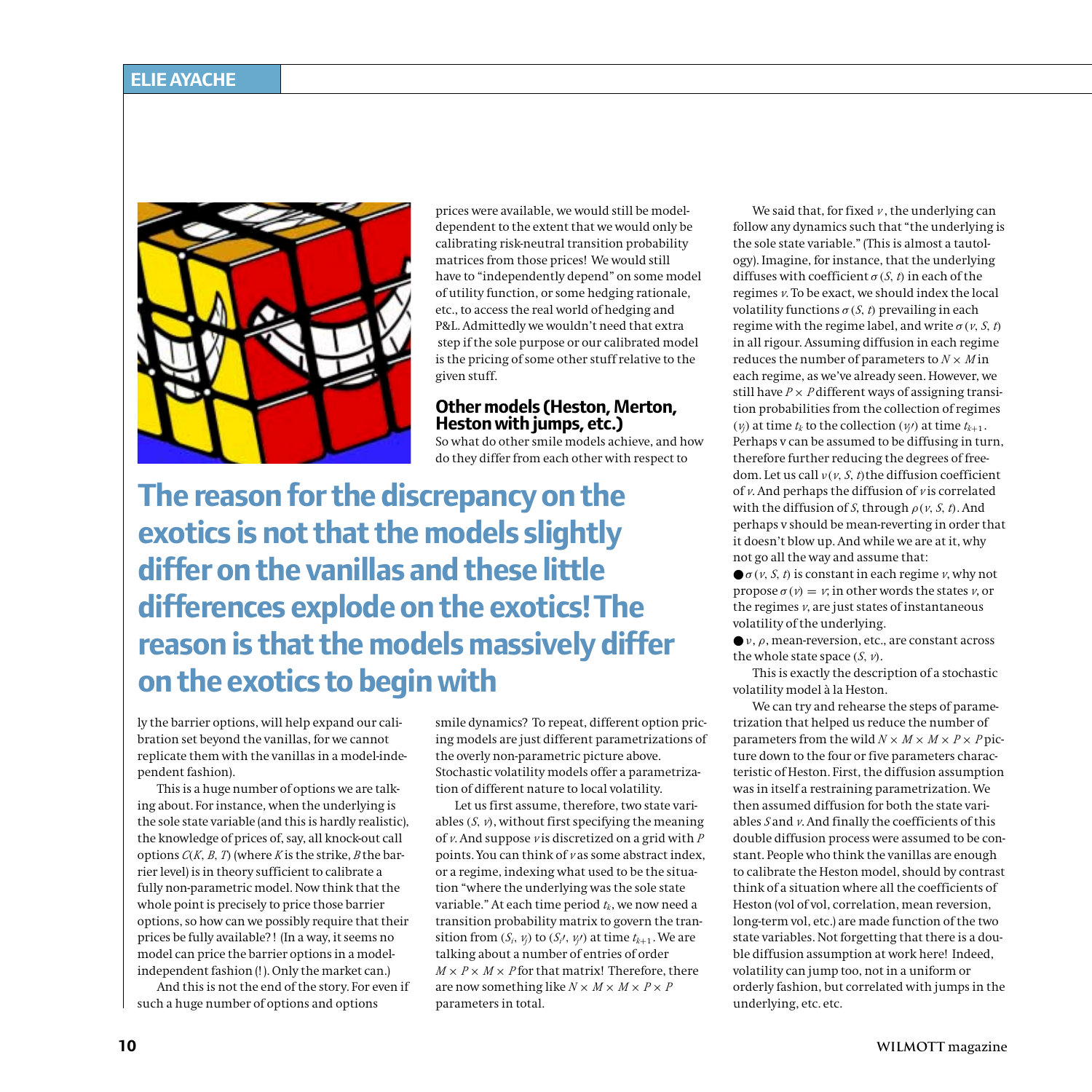prices were available, we would still be model-dependent to the extent that we would only be calibrating risk-neutral transition probability matrices from those prices! We would still have to "independently depend" on some model of utility function, or some hedging rationale, etc., to access the real world of hedging and P&L. Admittedly we wouldn't need that extra step if the sole purpose or our calibrated model is the pricing of some other stuff relative to the given stuff.

## Other models (Heston, Merton, Heston with jumps, etc.)

So what do other smile models achieve, and how do they differ from each other with respect to

**The reason for the discrepancy on the exotics is not that the models slightly differ on the vanillas and these little differences explode on the exotics! The reason is that the models massively differ on the exotics to begin with**

ly the barrier options, will help expand our calibration set beyond the vanillas, for we cannot replicate them with the vanillas in a model-independent fashion).

This is a huge number of options we are talking about. For instance, when the underlying is the sole state variable (and this is hardly realistic), the knowledge of prices of, say, all knock-out call options $C(K, B, T)$ (where $K$ is the strike, $B$ the barrier level) is in theory sufficient to calibrate a fully non-parametric model. Now think that the whole point is precisely to price those barrier options, so how can we possibly require that their prices be fully available?! (In a way, it seems no model can price the barrier options in a model-independent fashion (!). Only the market can.)

And this is not the end of the story. For even if such a huge number of options and options

smile dynamics? To repeat, different option pricing models are just different parametrizations of the overly non-parametric picture above. Stochastic volatility models offer a parametrization of different nature to local volatility.

Let us first assume, therefore, two state variables $(S, v)$, without first specifying the meaning of $v$. And suppose $v$ is discretized on a grid with $P$ points. You can think of $v$ as some abstract index, or a regime, indexing what used to be the situation "where the underlying was the sole state variable." At each time period $t_k$, we now need a transition probability matrix to govern the transition from $(S_i, v_j)$ to $(S_{i'}, v_{j'})$ at time $t_{k+1}$. We are talking about a number of entries of order $M \times P \times M \times P$ for that matrix! Therefore, there are now something like $N \times M \times M \times P \times P$ parameters in total.

We said that, for fixed $v$, the underlying can follow any dynamics such that "the underlying is the sole state variable." (This is almost a tautology). Imagine, for instance, that the underlying diffuses with coefficient $\sigma(S, t)$ in each of the regimes $v$. To be exact, we should index the local volatility functions $\sigma(S, t)$ prevailing in each regime with the regime label, and write $\sigma(v, S, t)$ in all rigour. Assuming diffusion in each regime reduces the number of parameters to $N \times M$ in each regime, as we've already seen. However, we still have $P \times P$ different ways of assigning transition probabilities from the collection of regimes $(v_j)$ at time $t_k$ to the collection $(v_{j'})$ at time $t_{k+1}$. Perhaps v can be assumed to be diffusing in turn, therefore further reducing the degrees of freedom. Let us call $\nu(v, S, t)$ the diffusion coefficient of $v$. And perhaps the diffusion of $v$ is correlated with the diffusion of $S$, through $\rho(v, S, t)$. And perhaps v should be mean-reverting in order that it doesn't blow up. And while we are at it, why not go all the way and assume that:

- $\sigma(v, S, t)$ is constant in each regime $v$, why not propose $\sigma(v) = v$; in other words the states $v$, or the regimes $v$, are just states of instantaneous volatility of the underlying.
- $\nu$, $\rho$, mean-reversion, etc., are constant across the whole state space $(S, v)$.

This is exactly the description of a stochastic volatility model à la Heston.

We can try and rehearse the steps of parametrization that helped us reduce the number of parameters from the wild $N \times M \times M \times P \times P$ picture down to the four or five parameters characteristic of Heston. First, the diffusion assumption was in itself a restraining parametrization. We then assumed diffusion for both the state variables $S$ and $v$. And finally the coefficients of this double diffusion process were assumed to be constant. People who think the vanillas are enough to calibrate the Heston model, should by contrast think of a situation where all the coefficients of Heston (vol of vol, correlation, mean reversion, long-term vol, etc.) are made function of the two state variables. Not forgetting that there is a double diffusion assumption at work here! Indeed, volatility can jump too, not in a uniform or orderly fashion, but correlated with jumps in the underlying, etc. etc.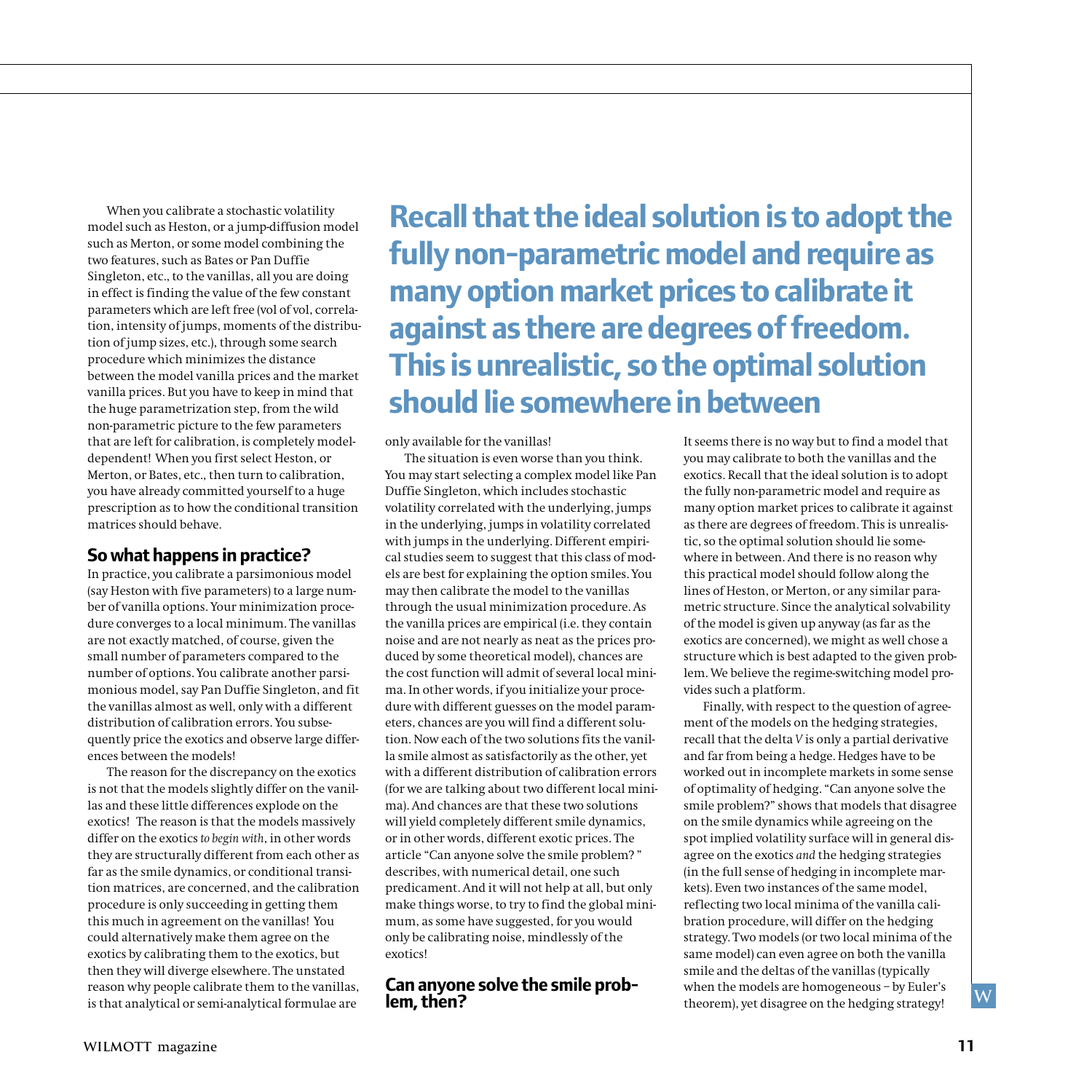When you calibrate a stochastic volatility model such as Heston, or a jump-diffusion model such as Merton, or some model combining the two features, such as Bates or Pan Duffie Singleton, etc., to the vanillas, all you are doing in effect is finding the value of the few constant parameters which are left free (vol of vol, correlation, intensity of jumps, moments of the distribution of jump sizes, etc.), through some search procedure which minimizes the distance between the model vanilla prices and the market vanilla prices. But you have to keep in mind that the huge parametrization step, from the wild non-parametric picture to the few parameters that are left for calibration, is completely model-dependent! When you first select Heston, or Merton, or Bates, etc., then turn to calibration, you have already committed yourself to a huge prescription as to how the conditional transition matrices should behave.

## So what happens in practice?

In practice, you calibrate a parsimonious model (say Heston with five parameters) to a large number of vanilla options. Your minimization procedure converges to a local minimum. The vanillas are not exactly matched, of course, given the small number of parameters compared to the number of options. You calibrate another parsimonious model, say Pan Duffie Singleton, and fit the vanillas almost as well, only with a different distribution of calibration errors. You subsequently price the exotics and observe large differences between the models!

The reason for the discrepancy on the exotics is not that the models slightly differ on the vanillas and these little differences explode on the exotics! The reason is that the models massively differ on the exotics *to begin with*, in other words they are structurally different from each other as far as the smile dynamics, or conditional transition matrices, are concerned, and the calibration procedure is only succeeding in getting them this much in agreement on the vanillas! You could alternatively make them agree on the exotics by calibrating them to the exotics, but then they will diverge elsewhere. The unstated reason why people calibrate them to the vanillas, is that analytical or semi-analytical formulae are only available for the vanillas!

The situation is even worse than you think. You may start selecting a complex model like Pan Duffie Singleton, which includes stochastic volatility correlated with the underlying, jumps in the underlying, jumps in volatility correlated with jumps in the underlying. Different empirical studies seem to suggest that this class of models are best for explaining the option smiles. You may then calibrate the model to the vanillas through the usual minimization procedure. As the vanilla prices are empirical (i.e. they contain noise and are not nearly as neat as the prices produced by some theoretical model), chances are the cost function will admit of several local minima. In other words, if you initialize your procedure with different guesses on the model parameters, chances are you will find a different solution. Now each of the two solutions fits the vanilla smile almost as satisfactorily as the other, yet with a different distribution of calibration errors (for we are talking about two different local minima). And chances are that these two solutions will yield completely different smile dynamics, or in other words, different exotic prices. The article "Can anyone solve the smile problem? " describes, with numerical detail, one such predicament. And it will not help at all, but only make things worse, to try to find the global minimum, as some have suggested, for you would only be calibrating noise, mindlessly of the exotics!

## Can anyone solve the smile problem, then?

It seems there is no way but to find a model that you may calibrate to both the vanillas and the exotics. Recall that the ideal solution is to adopt the fully non-parametric model and require as many option market prices to calibrate it against as there are degrees of freedom. This is unrealistic, so the optimal solution should lie somewhere in between. And there is no reason why this practical model should follow along the lines of Heston, or Merton, or any similar parametric structure. Since the analytical solvability of the model is given up anyway (as far as the exotics are concerned), we might as well chose a structure which is best adapted to the given problem. We believe the regime-switching model provides such a platform.

Finally, with respect to the question of agreement of the models on the hedging strategies, recall that the delta $V$ is only a partial derivative and far from being a hedge. Hedges have to be worked out in incomplete markets in some sense of optimality of hedging. "Can anyone solve the smile problem?" shows that models that disagree on the smile dynamics while agreeing on the spot implied volatility surface will in general disagree on the exotics *and* the hedging strategies (in the full sense of hedging in incomplete markets). Even two instances of the same model, reflecting two local minima of the vanilla calibration procedure, will differ on the hedging strategy. Two models (or two local minima of the same model) can even agree on both the vanilla smile and the deltas of the vanillas (typically when the models are homogeneous – by Euler's theorem), yet disagree on the hedging strategy!